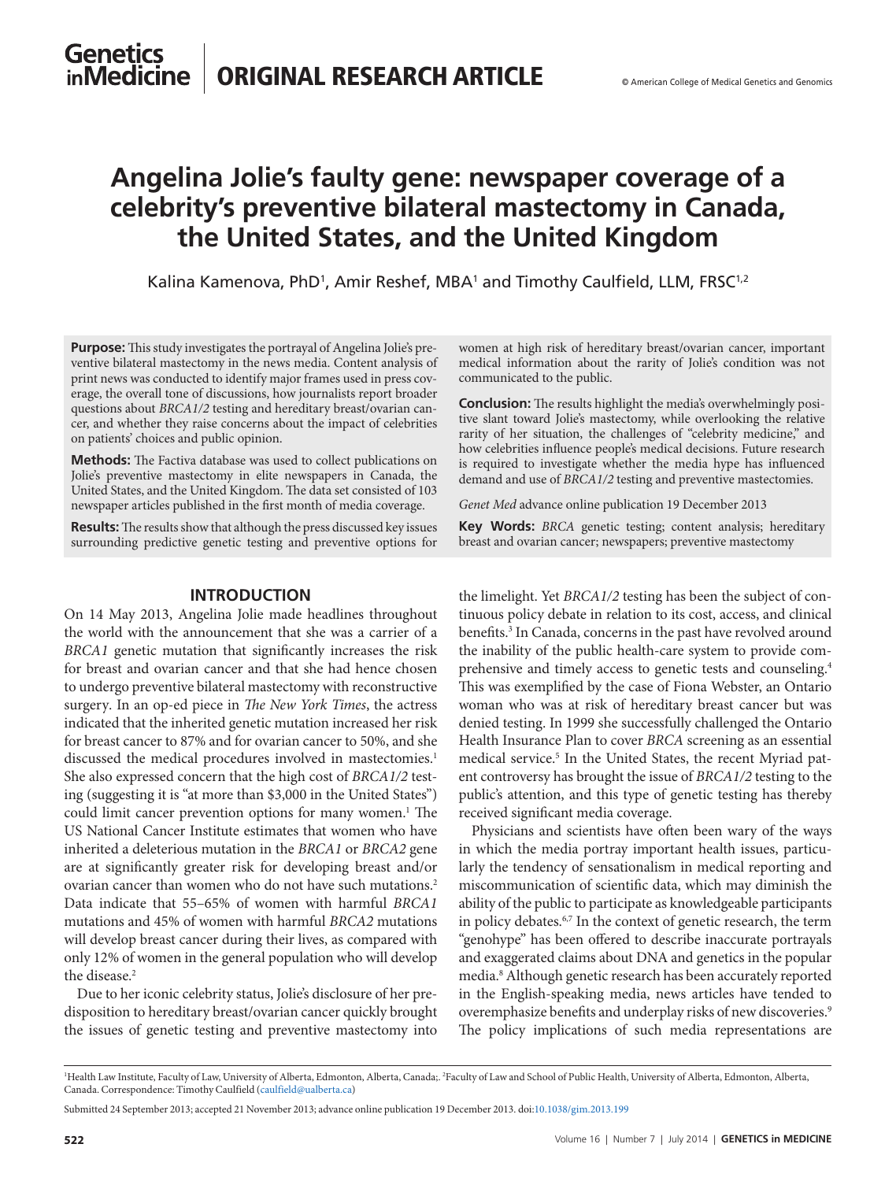# Angelina Jolie's faulty gene: newspaper coverage of a celebrity's preventive bilateral mastectomy in Canada, the United States, and the United Kingdom

Kalina Kamenova, PhD[1], Amir Reshef, MBA[1] and Timothy Caulfield, LLM, FRSC[1,2]

**Purpose:** This study investigates the portrayal of Angelina Jolie's preventive bilateral mastectomy in the news media. Content analysis of print news was conducted to identify major frames used in press coverage, the overall tone of discussions, how journalists report broader questions about *BRCA1/2* testing and hereditary breast/ovarian cancer, and whether they raise concerns about the impact of celebrities on patients' choices and public opinion.

**Methods:** The Factiva database was used to collect publications on Jolie's preventive mastectomy in elite newspapers in Canada, the United States, and the United Kingdom. The data set consisted of 103 newspaper articles published in the first month of media coverage.

**Results:** The results show that although the press discussed key issues surrounding predictive genetic testing and preventive options for women at high risk of hereditary breast/ovarian cancer, important medical information about the rarity of Jolie's condition was not communicated to the public.

**Conclusion:** The results highlight the media's overwhelmingly positive slant toward Jolie's mastectomy, while overlooking the relative rarity of her situation, the challenges of "celebrity medicine," and how celebrities influence people's medical decisions. Future research is required to investigate whether the media hype has influenced demand and use of *BRCA1/2* testing and preventive mastectomies.

*Genet Med* advance online publication 19 December 2013

**Key Words:** *BRCA* genetic testing; content analysis; hereditary breast and ovarian cancer; newspapers; preventive mastectomy

## INTRODUCTION

On 14 May 2013, Angelina Jolie made headlines throughout the world with the announcement that she was a carrier of a *BRCA1* genetic mutation that significantly increases the risk for breast and ovarian cancer and that she had hence chosen to undergo preventive bilateral mastectomy with reconstructive surgery. In an op-ed piece in *The New York Times*, the actress indicated that the inherited genetic mutation increased her risk for breast cancer to 87% and for ovarian cancer to 50%, and she discussed the medical procedures involved in mastectomies.[1] She also expressed concern that the high cost of *BRCA1/2* testing (suggesting it is "at more than $3,000 in the United States") could limit cancer prevention options for many women.[1] The US National Cancer Institute estimates that women who have inherited a deleterious mutation in the *BRCA1* or *BRCA2* gene are at significantly greater risk for developing breast and/or ovarian cancer than women who do not have such mutations.[2] Data indicate that 55–65% of women with harmful *BRCA1* mutations and 45% of women with harmful *BRCA2* mutations will develop breast cancer during their lives, as compared with only 12% of women in the general population who will develop the disease.[2]

Due to her iconic celebrity status, Jolie's disclosure of her predisposition to hereditary breast/ovarian cancer quickly brought the issues of genetic testing and preventive mastectomy into the limelight. Yet *BRCA1/2* testing has been the subject of continuous policy debate in relation to its cost, access, and clinical benefits.[3] In Canada, concerns in the past have revolved around the inability of the public health-care system to provide comprehensive and timely access to genetic tests and counseling.[4] This was exemplified by the case of Fiona Webster, an Ontario woman who was at risk of hereditary breast cancer but was denied testing. In 1999 she successfully challenged the Ontario Health Insurance Plan to cover *BRCA* screening as an essential medical service.[5] In the United States, the recent Myriad patent controversy has brought the issue of *BRCA1/2* testing to the public's attention, and this type of genetic testing has thereby received significant media coverage.

Physicians and scientists have often been wary of the ways in which the media portray important health issues, particularly the tendency of sensationalism in medical reporting and miscommunication of scientific data, which may diminish the ability of the public to participate as knowledgeable participants in policy debates.[6,7] In the context of genetic research, the term "genohype" has been offered to describe inaccurate portrayals and exaggerated claims about DNA and genetics in the popular media.[8] Although genetic research has been accurately reported in the English-speaking media, news articles have tended to overemphasize benefits and underplay risks of new discoveries.[9] The policy implications of such media representations are

[1]Health Law Institute, Faculty of Law, University of Alberta, Edmonton, Alberta, Canada;. [2]Faculty of Law and School of Public Health, University of Alberta, Edmonton, Alberta, Canada. Correspondence: Timothy Caulfield (caulfield@ualberta.ca)

Submitted 24 September 2013; accepted 21 November 2013; advance online publication 19 December 2013. doi:10.1038/gim.2013.199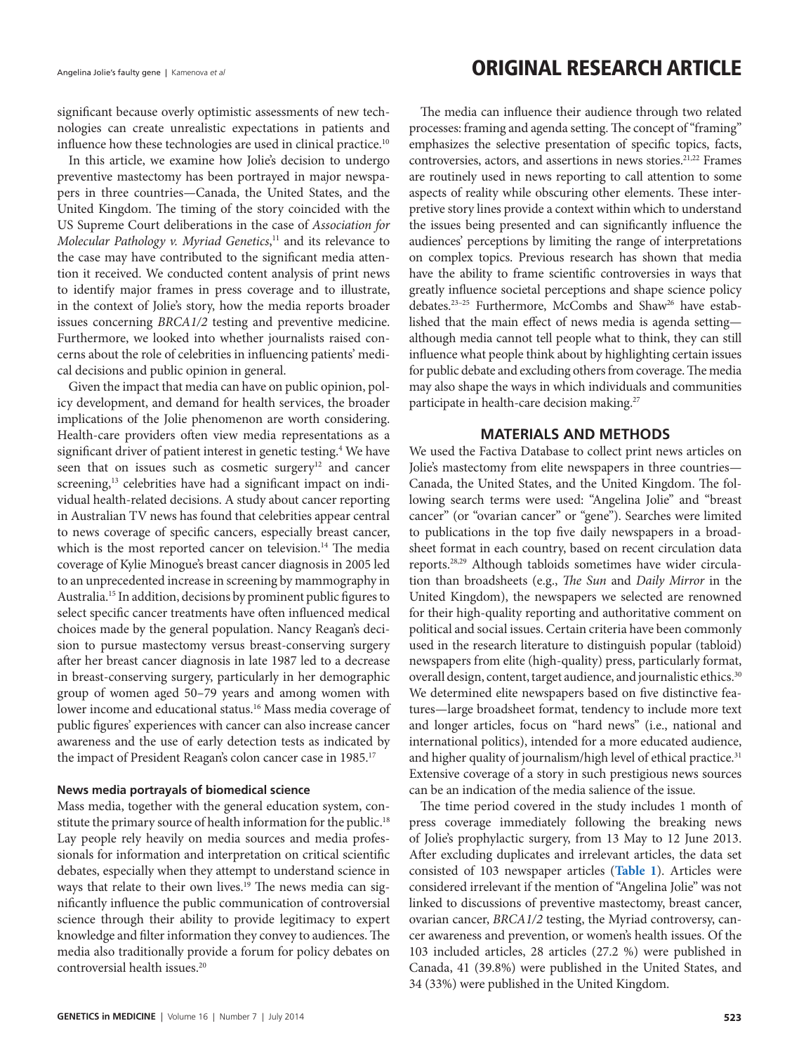significant because overly optimistic assessments of new technologies can create unrealistic expectations in patients and influence how these technologies are used in clinical practice.[10]

In this article, we examine how Jolie's decision to undergo preventive mastectomy has been portrayed in major newspapers in three countries—Canada, the United States, and the United Kingdom. The timing of the story coincided with the US Supreme Court deliberations in the case of *Association for Molecular Pathology v. Myriad Genetics*,[11] and its relevance to the case may have contributed to the significant media attention it received. We conducted content analysis of print news to identify major frames in press coverage and to illustrate, in the context of Jolie's story, how the media reports broader issues concerning *BRCA1/2* testing and preventive medicine. Furthermore, we looked into whether journalists raised concerns about the role of celebrities in influencing patients' medical decisions and public opinion in general.

Given the impact that media can have on public opinion, policy development, and demand for health services, the broader implications of the Jolie phenomenon are worth considering. Health-care providers often view media representations as a significant driver of patient interest in genetic testing.[4] We have seen that on issues such as cosmetic surgery[12] and cancer screening,[13] celebrities have had a significant impact on individual health-related decisions. A study about cancer reporting in Australian TV news has found that celebrities appear central to news coverage of specific cancers, especially breast cancer, which is the most reported cancer on television.[14] The media coverage of Kylie Minogue's breast cancer diagnosis in 2005 led to an unprecedented increase in screening by mammography in Australia.[15] In addition, decisions by prominent public figures to select specific cancer treatments have often influenced medical choices made by the general population. Nancy Reagan's decision to pursue mastectomy versus breast-conserving surgery after her breast cancer diagnosis in late 1987 led to a decrease in breast-conserving surgery, particularly in her demographic group of women aged 50–79 years and among women with lower income and educational status.[16] Mass media coverage of public figures' experiences with cancer can also increase cancer awareness and the use of early detection tests as indicated by the impact of President Reagan's colon cancer case in 1985.[17]

### News media portrayals of biomedical science

Mass media, together with the general education system, constitute the primary source of health information for the public.[18] Lay people rely heavily on media sources and media professionals for information and interpretation on critical scientific debates, especially when they attempt to understand science in ways that relate to their own lives.[19] The news media can significantly influence the public communication of controversial science through their ability to provide legitimacy to expert knowledge and filter information they convey to audiences. The media also traditionally provide a forum for policy debates on controversial health issues.[20]

The media can influence their audience through two related processes: framing and agenda setting. The concept of "framing" emphasizes the selective presentation of specific topics, facts, controversies, actors, and assertions in news stories.[21,22] Frames are routinely used in news reporting to call attention to some aspects of reality while obscuring other elements. These interpretive story lines provide a context within which to understand the issues being presented and can significantly influence the audiences' perceptions by limiting the range of interpretations on complex topics. Previous research has shown that media have the ability to frame scientific controversies in ways that greatly influence societal perceptions and shape science policy debates.[23–25] Furthermore, McCombs and Shaw[26] have established that the main effect of news media is agenda setting—although media cannot tell people what to think, they can still influence what people think about by highlighting certain issues for public debate and excluding others from coverage. The media may also shape the ways in which individuals and communities participate in health-care decision making.[27]

## MATERIALS AND METHODS

We used the Factiva Database to collect print news articles on Jolie's mastectomy from elite newspapers in three countries—Canada, the United States, and the United Kingdom. The following search terms were used: "Angelina Jolie" and "breast cancer" (or "ovarian cancer" or "gene"). Searches were limited to publications in the top five daily newspapers in a broadsheet format in each country, based on recent circulation data reports.[28,29] Although tabloids sometimes have wider circulation than broadsheets (e.g., *The Sun* and *Daily Mirror* in the United Kingdom), the newspapers we selected are renowned for their high-quality reporting and authoritative comment on political and social issues. Certain criteria have been commonly used in the research literature to distinguish popular (tabloid) newspapers from elite (high-quality) press, particularly format, overall design, content, target audience, and journalistic ethics.[30] We determined elite newspapers based on five distinctive features—large broadsheet format, tendency to include more text and longer articles, focus on "hard news" (i.e., national and international politics), intended for a more educated audience, and higher quality of journalism/high level of ethical practice.[31] Extensive coverage of a story in such prestigious news sources can be an indication of the media salience of the issue.

The time period covered in the study includes 1 month of press coverage immediately following the breaking news of Jolie's prophylactic surgery, from 13 May to 12 June 2013. After excluding duplicates and irrelevant articles, the data set consisted of 103 newspaper articles (**Table 1**). Articles were considered irrelevant if the mention of "Angelina Jolie" was not linked to discussions of preventive mastectomy, breast cancer, ovarian cancer, *BRCA1/2* testing, the Myriad controversy, cancer awareness and prevention, or women's health issues. Of the 103 included articles, 28 articles (27.2 %) were published in Canada, 41 (39.8%) were published in the United States, and 34 (33%) were published in the United Kingdom.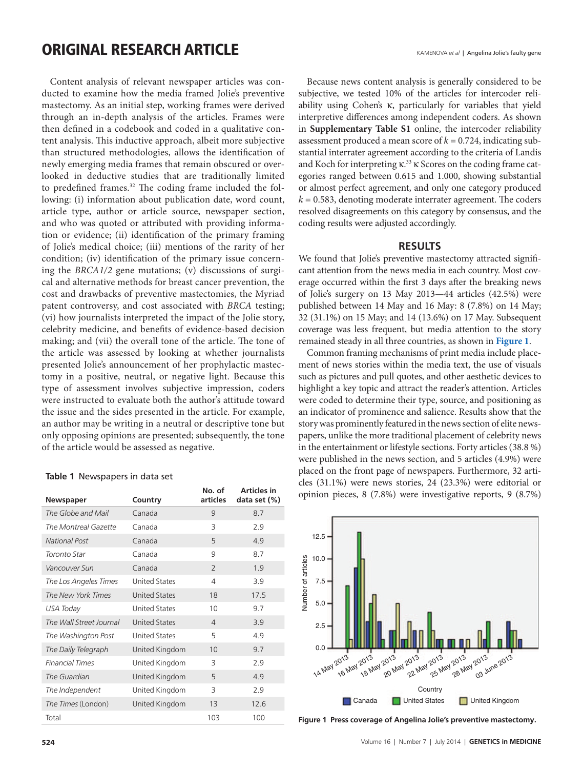Content analysis of relevant newspaper articles was conducted to examine how the media framed Jolie's preventive mastectomy. As an initial step, working frames were derived through an in-depth analysis of the articles. Frames were then defined in a codebook and coded in a qualitative content analysis. This inductive approach, albeit more subjective than structured methodologies, allows the identification of newly emerging media frames that remain obscured or overlooked in deductive studies that are traditionally limited to predefined frames.[32] The coding frame included the following: (i) information about publication date, word count, article type, author or article source, newspaper section, and who was quoted or attributed with providing information or evidence; (ii) identification of the primary framing of Jolie's medical choice; (iii) mentions of the rarity of her condition; (iv) identification of the primary issue concerning the *BRCA1/2* gene mutations; (v) discussions of surgical and alternative methods for breast cancer prevention, the cost and drawbacks of preventive mastectomies, the Myriad patent controversy, and cost associated with *BRCA* testing; (vi) how journalists interpreted the impact of the Jolie story, celebrity medicine, and benefits of evidence-based decision making; and (vii) the overall tone of the article. The tone of the article was assessed by looking at whether journalists presented Jolie's announcement of her prophylactic mastectomy in a positive, neutral, or negative light. Because this type of assessment involves subjective impression, coders were instructed to evaluate both the author's attitude toward the issue and the sides presented in the article. For example, an author may be writing in a neutral or descriptive tone but only opposing opinions are presented; subsequently, the tone of the article would be assessed as negative.

**Table 1** Newspapers in data set

| Newspaper | Country | No. of articles | Articles in data set (%) |
|---|---|---|---|
| *The Globe and Mail* | Canada | 9 | 8.7 |
| *The Montreal Gazette* | Canada | 3 | 2.9 |
| *National Post* | Canada | 5 | 4.9 |
| *Toronto Star* | Canada | 9 | 8.7 |
| *Vancouver Sun* | Canada | 2 | 1.9 |
| *The Los Angeles Times* | United States | 4 | 3.9 |
| *The New York Times* | United States | 18 | 17.5 |
| *USA Today* | United States | 10 | 9.7 |
| *The Wall Street Journal* | United States | 4 | 3.9 |
| *The Washington Post* | United States | 5 | 4.9 |
| *The Daily Telegraph* | United Kingdom | 10 | 9.7 |
| *Financial Times* | United Kingdom | 3 | 2.9 |
| *The Guardian* | United Kingdom | 5 | 4.9 |
| *The Independent* | United Kingdom | 3 | 2.9 |
| *The Times* (London) | United Kingdom | 13 | 12.6 |
| Total | | 103 | 100 |

Because news content analysis is generally considered to be subjective, we tested 10% of the articles for intercoder reliability using Cohen's $\kappa$, particularly for variables that yield interpretive differences among independent coders. As shown in **Supplementary Table S1** online, the intercoder reliability assessment produced a mean score of $k = 0.724$, indicating substantial interrater agreement according to the criteria of Landis and Koch for interpreting $\kappa$.[33] $\kappa$ Scores on the coding frame categories ranged between 0.615 and 1.000, showing substantial or almost perfect agreement, and only one category produced $k = 0.583$, denoting moderate interrater agreement. The coders resolved disagreements on this category by consensus, and the coding results were adjusted accordingly.

## RESULTS

We found that Jolie's preventive mastectomy attracted significant attention from the news media in each country. Most coverage occurred within the first 3 days after the breaking news of Jolie's surgery on 13 May 2013—44 articles (42.5%) were published between 14 May and 16 May: 8 (7.8%) on 14 May; 32 (31.1%) on 15 May; and 14 (13.6%) on 17 May. Subsequent coverage was less frequent, but media attention to the story remained steady in all three countries, as shown in **Figure 1**.

Common framing mechanisms of print media include placement of news stories within the media text, the use of visuals such as pictures and pull quotes, and other aesthetic devices to highlight a key topic and attract the reader's attention. Articles were coded to determine their type, source, and positioning as an indicator of prominence and salience. Results show that the story was prominently featured in the news section of elite newspapers, unlike the more traditional placement of celebrity news in the entertainment or lifestyle sections. Forty articles (38.8 %) were published in the news section, and 5 articles (4.9%) were placed on the front page of newspapers. Furthermore, 32 articles (31.1%) were news stories, 24 (23.3%) were editorial or opinion pieces, 8 (7.8%) were investigative reports, 9 (8.7%)

**Figure 1** Press coverage of Angelina Jolie's preventive mastectomy.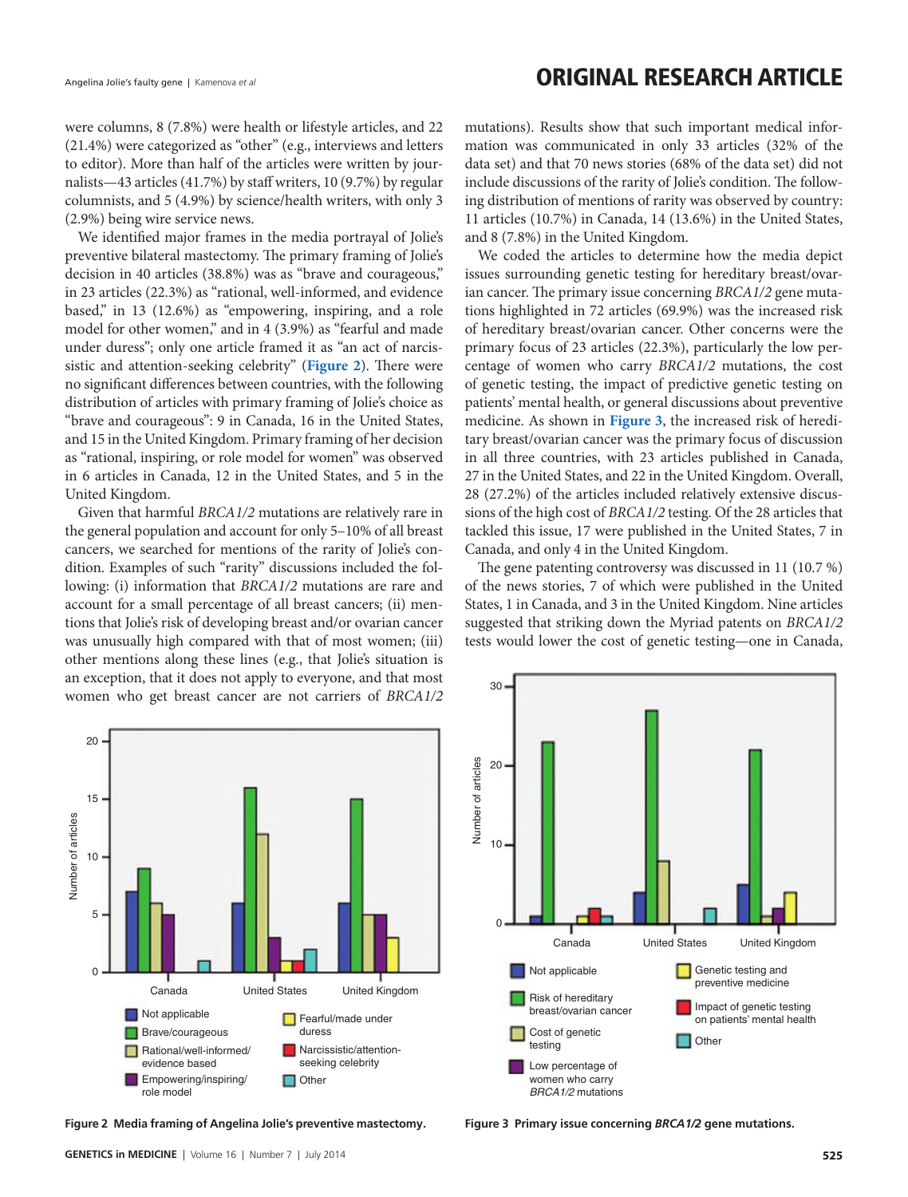were columns, 8 (7.8%) were health or lifestyle articles, and 22 (21.4%) were categorized as "other" (e.g., interviews and letters to editor). More than half of the articles were written by journalists—43 articles (41.7%) by staff writers, 10 (9.7%) by regular columnists, and 5 (4.9%) by science/health writers, with only 3 (2.9%) being wire service news.

We identified major frames in the media portrayal of Jolie's preventive bilateral mastectomy. The primary framing of Jolie's decision in 40 articles (38.8%) was as "brave and courageous," in 23 articles (22.3%) as "rational, well-informed, and evidence based," in 13 (12.6%) as "empowering, inspiring, and a role model for other women," and in 4 (3.9%) as "fearful and made under duress"; only one article framed it as "an act of narcissistic and attention-seeking celebrity" (**Figure 2**). There were no significant differences between countries, with the following distribution of articles with primary framing of Jolie's choice as "brave and courageous": 9 in Canada, 16 in the United States, and 15 in the United Kingdom. Primary framing of her decision as "rational, inspiring, or role model for women" was observed in 6 articles in Canada, 12 in the United States, and 5 in the United Kingdom.

Given that harmful *BRCA1/2* mutations are relatively rare in the general population and account for only 5–10% of all breast cancers, we searched for mentions of the rarity of Jolie's condition. Examples of such "rarity" discussions included the following: (i) information that *BRCA1/2* mutations are rare and account for a small percentage of all breast cancers; (ii) mentions that Jolie's risk of developing breast and/or ovarian cancer was unusually high compared with that of most women; (iii) other mentions along these lines (e.g., that Jolie's situation is an exception, that it does not apply to everyone, and that most women who get breast cancer are not carriers of *BRCA1/2* mutations). Results show that such important medical information was communicated in only 33 articles (32% of the data set) and that 70 news stories (68% of the data set) did not include discussions of the rarity of Jolie's condition. The following distribution of mentions of rarity was observed by country: 11 articles (10.7%) in Canada, 14 (13.6%) in the United States, and 8 (7.8%) in the United Kingdom.

We coded the articles to determine how the media depict issues surrounding genetic testing for hereditary breast/ovarian cancer. The primary issue concerning *BRCA1/2* gene mutations highlighted in 72 articles (69.9%) was the increased risk of hereditary breast/ovarian cancer. Other concerns were the primary focus of 23 articles (22.3%), particularly the low percentage of women who carry *BRCA1/2* mutations, the cost of genetic testing, the impact of predictive genetic testing on patients' mental health, or general discussions about preventive medicine. As shown in **Figure 3**, the increased risk of hereditary breast/ovarian cancer was the primary focus of discussion in all three countries, with 23 articles published in Canada, 27 in the United States, and 22 in the United Kingdom. Overall, 28 (27.2%) of the articles included relatively extensive discussions of the high cost of *BRCA1/2* testing. Of the 28 articles that tackled this issue, 17 were published in the United States, 7 in Canada, and only 4 in the United Kingdom.

The gene patenting controversy was discussed in 11 (10.7 %) of the news stories, 7 of which were published in the United States, 1 in Canada, and 3 in the United Kingdom. Nine articles suggested that striking down the Myriad patents on *BRCA1/2* tests would lower the cost of genetic testing—one in Canada,

**Figure 2 Media framing of Angelina Jolie's preventive mastectomy.**

**Figure 3 Primary issue concerning *BRCA1/2* gene mutations.**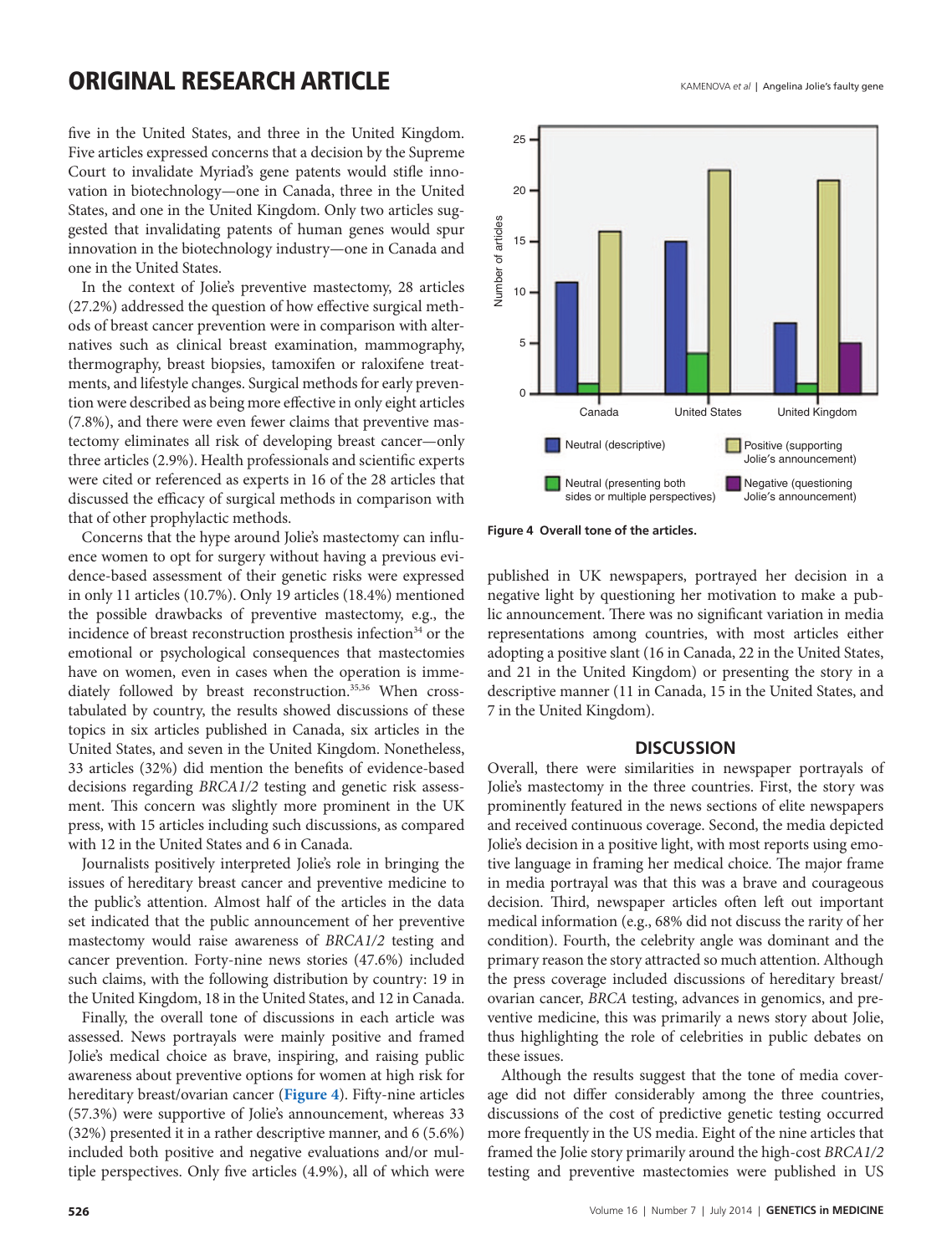five in the United States, and three in the United Kingdom. Five articles expressed concerns that a decision by the Supreme Court to invalidate Myriad's gene patents would stifle innovation in biotechnology—one in Canada, three in the United States, and one in the United Kingdom. Only two articles suggested that invalidating patents of human genes would spur innovation in the biotechnology industry—one in Canada and one in the United States.

In the context of Jolie's preventive mastectomy, 28 articles (27.2%) addressed the question of how effective surgical methods of breast cancer prevention were in comparison with alternatives such as clinical breast examination, mammography, thermography, breast biopsies, tamoxifen or raloxifene treatments, and lifestyle changes. Surgical methods for early prevention were described as being more effective in only eight articles (7.8%), and there were even fewer claims that preventive mastectomy eliminates all risk of developing breast cancer—only three articles (2.9%). Health professionals and scientific experts were cited or referenced as experts in 16 of the 28 articles that discussed the efficacy of surgical methods in comparison with that of other prophylactic methods.

Concerns that the hype around Jolie's mastectomy can influence women to opt for surgery without having a previous evidence-based assessment of their genetic risks were expressed in only 11 articles (10.7%). Only 19 articles (18.4%) mentioned the possible drawbacks of preventive mastectomy, e.g., the incidence of breast reconstruction prosthesis infection[34] or the emotional or psychological consequences that mastectomies have on women, even in cases when the operation is immediately followed by breast reconstruction.[35,36] When cross-tabulated by country, the results showed discussions of these topics in six articles published in Canada, six articles in the United States, and seven in the United Kingdom. Nonetheless, 33 articles (32%) did mention the benefits of evidence-based decisions regarding *BRCA1/2* testing and genetic risk assessment. This concern was slightly more prominent in the UK press, with 15 articles including such discussions, as compared with 12 in the United States and 6 in Canada.

Journalists positively interpreted Jolie's role in bringing the issues of hereditary breast cancer and preventive medicine to the public's attention. Almost half of the articles in the data set indicated that the public announcement of her preventive mastectomy would raise awareness of *BRCA1/2* testing and cancer prevention. Forty-nine news stories (47.6%) included such claims, with the following distribution by country: 19 in the United Kingdom, 18 in the United States, and 12 in Canada.

Finally, the overall tone of discussions in each article was assessed. News portrayals were mainly positive and framed Jolie's medical choice as brave, inspiring, and raising public awareness about preventive options for women at high risk for hereditary breast/ovarian cancer (**Figure 4**). Fifty-nine articles (57.3%) were supportive of Jolie's announcement, whereas 33 (32%) presented it in a rather descriptive manner, and 6 (5.6%) included both positive and negative evaluations and/or multiple perspectives. Only five articles (4.9%), all of which were published in UK newspapers, portrayed her decision in a negative light by questioning her motivation to make a public announcement. There was no significant variation in media representations among countries, with most articles either adopting a positive slant (16 in Canada, 22 in the United States, and 21 in the United Kingdom) or presenting the story in a descriptive manner (11 in Canada, 15 in the United States, and 7 in the United Kingdom).

| | Neutral (descriptive) | Neutral (presenting both sides or multiple perspectives) | Positive (supporting Jolie's announcement) | Negative (questioning Jolie's announcement) |
|---|---|---|---|---|
| Canada | 11 | 1 | 16 | 0 |
| United States | 15 | 4 | 22 | 0 |
| United Kingdom | 7 | 1 | 21 | 5 |

**Figure 4 Overall tone of the articles.**

## DISCUSSION

Overall, there were similarities in newspaper portrayals of Jolie's mastectomy in the three countries. First, the story was prominently featured in the news sections of elite newspapers and received continuous coverage. Second, the media depicted Jolie's decision in a positive light, with most reports using emotive language in framing her medical choice. The major frame in media portrayal was that this was a brave and courageous decision. Third, newspaper articles often left out important medical information (e.g., 68% did not discuss the rarity of her condition). Fourth, the celebrity angle was dominant and the primary reason the story attracted so much attention. Although the press coverage included discussions of hereditary breast/ovarian cancer, *BRCA* testing, advances in genomics, and preventive medicine, this was primarily a news story about Jolie, thus highlighting the role of celebrities in public debates on these issues.

Although the results suggest that the tone of media coverage did not differ considerably among the three countries, discussions of the cost of predictive genetic testing occurred more frequently in the US media. Eight of the nine articles that framed the Jolie story primarily around the high-cost *BRCA1/2* testing and preventive mastectomies were published in US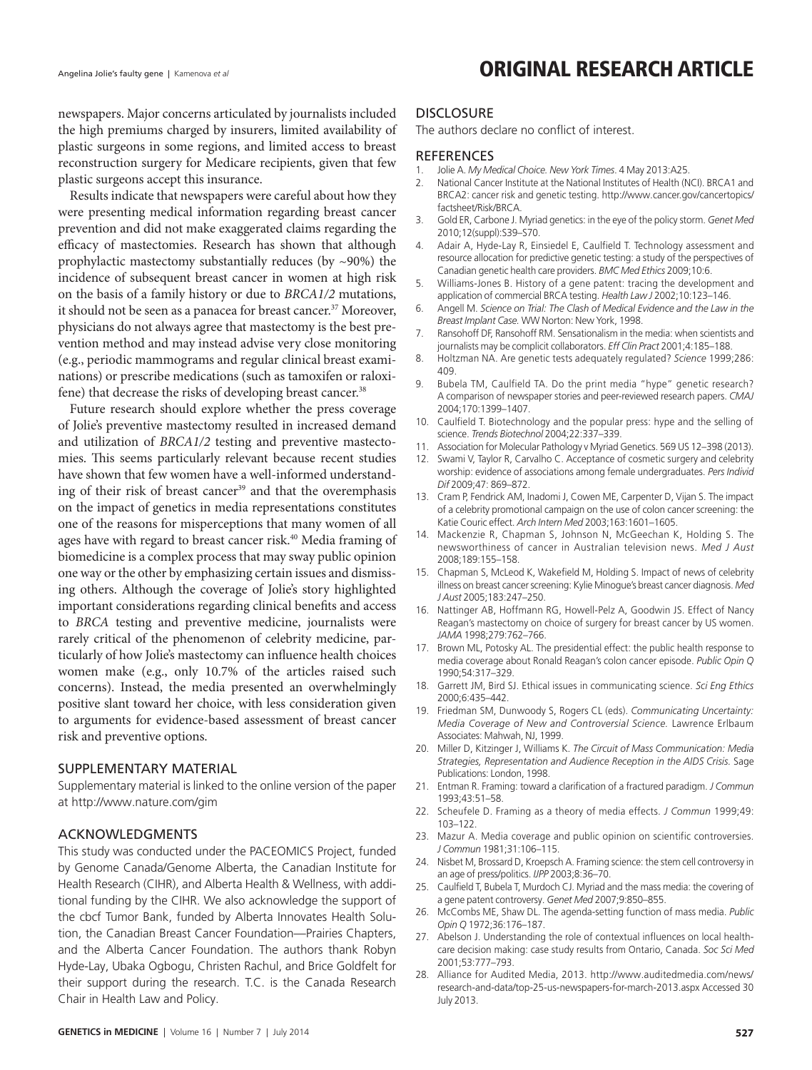newspapers. Major concerns articulated by journalists included the high premiums charged by insurers, limited availability of plastic surgeons in some regions, and limited access to breast reconstruction surgery for Medicare recipients, given that few plastic surgeons accept this insurance.

Results indicate that newspapers were careful about how they were presenting medical information regarding breast cancer prevention and did not make exaggerated claims regarding the efficacy of mastectomies. Research has shown that although prophylactic mastectomy substantially reduces (by ~90%) the incidence of subsequent breast cancer in women at high risk on the basis of a family history or due to *BRCA1/2* mutations, it should not be seen as a panacea for breast cancer.[37] Moreover, physicians do not always agree that mastectomy is the best prevention method and may instead advise very close monitoring (e.g., periodic mammograms and regular clinical breast examinations) or prescribe medications (such as tamoxifen or raloxifene) that decrease the risks of developing breast cancer.[38]

Future research should explore whether the press coverage of Jolie's preventive mastectomy resulted in increased demand and utilization of *BRCA1/2* testing and preventive mastectomies. This seems particularly relevant because recent studies have shown that few women have a well-informed understanding of their risk of breast cancer[39] and that the overemphasis on the impact of genetics in media representations constitutes one of the reasons for misperceptions that many women of all ages have with regard to breast cancer risk.[40] Media framing of biomedicine is a complex process that may sway public opinion one way or the other by emphasizing certain issues and dismissing others. Although the coverage of Jolie's story highlighted important considerations regarding clinical benefits and access to *BRCA* testing and preventive medicine, journalists were rarely critical of the phenomenon of celebrity medicine, particularly of how Jolie's mastectomy can influence health choices women make (e.g., only 10.7% of the articles raised such concerns). Instead, the media presented an overwhelmingly positive slant toward her choice, with less consideration given to arguments for evidence-based assessment of breast cancer risk and preventive options.

## SUPPLEMENTARY MATERIAL

Supplementary material is linked to the online version of the paper at http://www.nature.com/gim

## ACKNOWLEDGMENTS

This study was conducted under the PACEOMICS Project, funded by Genome Canada/Genome Alberta, the Canadian Institute for Health Research (CIHR), and Alberta Health & Wellness, with additional funding by the CIHR. We also acknowledge the support of the cbcf Tumor Bank, funded by Alberta Innovates Health Solution, the Canadian Breast Cancer Foundation—Prairies Chapters, and the Alberta Cancer Foundation. The authors thank Robyn Hyde-Lay, Ubaka Ogbogu, Christen Rachul, and Brice Goldfelt for their support during the research. T.C. is the Canada Research Chair in Health Law and Policy.

## DISCLOSURE

The authors declare no conflict of interest.

## REFERENCES

1. Jolie A. *My Medical Choice. New York Times*. 4 May 2013:A25.
2. National Cancer Institute at the National Institutes of Health (NCI). BRCA1 and BRCA2: cancer risk and genetic testing. http://www.cancer.gov/cancertopics/factsheet/Risk/BRCA.
3. Gold ER, Carbone J. Myriad genetics: in the eye of the policy storm. *Genet Med* 2010;12(suppl):S39–S70.
4. Adair A, Hyde-Lay R, Einsiedel E, Caulfield T. Technology assessment and resource allocation for predictive genetic testing: a study of the perspectives of Canadian genetic health care providers. *BMC Med Ethics* 2009;10:6.
5. Williams-Jones B. History of a gene patent: tracing the development and application of commercial BRCA testing. *Health Law J* 2002;10:123–146.
6. Angell M. *Science on Trial: The Clash of Medical Evidence and the Law in the Breast Implant Case.* WW Norton: New York, 1998.
7. Ransohoff DF, Ransohoff RM. Sensationalism in the media: when scientists and journalists may be complicit collaborators. *Eff Clin Pract* 2001;4:185–188.
8. Holtzman NA. Are genetic tests adequately regulated? *Science* 1999;286: 409.
9. Bubela TM, Caulfield TA. Do the print media "hype" genetic research? A comparison of newspaper stories and peer-reviewed research papers. *CMAJ* 2004;170:1399–1407.
10. Caulfield T. Biotechnology and the popular press: hype and the selling of science. *Trends Biotechnol* 2004;22:337–339.
11. Association for Molecular Pathology v Myriad Genetics. 569 US 12–398 (2013).
12. Swami V, Taylor R, Carvalho C. Acceptance of cosmetic surgery and celebrity worship: evidence of associations among female undergraduates. *Pers Individ Dif* 2009;47: 869–872.
13. Cram P, Fendrick AM, Inadomi J, Cowen ME, Carpenter D, Vijan S. The impact of a celebrity promotional campaign on the use of colon cancer screening: the Katie Couric effect. *Arch Intern Med* 2003;163:1601–1605.
14. Mackenzie R, Chapman S, Johnson N, McGeechan K, Holding S. The newsworthiness of cancer in Australian television news. *Med J Aust* 2008;189:155–158.
15. Chapman S, McLeod K, Wakefield M, Holding S. Impact of news of celebrity illness on breast cancer screening: Kylie Minogue's breast cancer diagnosis. *Med J Aust* 2005;183:247–250.
16. Nattinger AB, Hoffmann RG, Howell-Pelz A, Goodwin JS. Effect of Nancy Reagan's mastectomy on choice of surgery for breast cancer by US women. *JAMA* 1998;279:762–766.
17. Brown ML, Potosky AL. The presidential effect: the public health response to media coverage about Ronald Reagan's colon cancer episode. *Public Opin Q* 1990;54:317–329.
18. Garrett JM, Bird SJ. Ethical issues in communicating science. *Sci Eng Ethics* 2000;6:435–442.
19. Friedman SM, Dunwoody S, Rogers CL (eds). *Communicating Uncertainty: Media Coverage of New and Controversial Science.* Lawrence Erlbaum Associates: Mahwah, NJ, 1999.
20. Miller D, Kitzinger J, Williams K. *The Circuit of Mass Communication: Media Strategies, Representation and Audience Reception in the AIDS Crisis.* Sage Publications: London, 1998.
21. Entman R. Framing: toward a clarification of a fractured paradigm. *J Commun* 1993;43:51–58.
22. Scheufele D. Framing as a theory of media effects. *J Commun* 1999;49: 103–122.
23. Mazur A. Media coverage and public opinion on scientific controversies. *J Commun* 1981;31:106–115.
24. Nisbet M, Brossard D, Kroepsch A. Framing science: the stem cell controversy in an age of press/politics. *IJPP* 2003;8:36–70.
25. Caulfield T, Bubela T, Murdoch CJ. Myriad and the mass media: the covering of a gene patent controversy. *Genet Med* 2007;9:850–855.
26. McCombs ME, Shaw DL. The agenda-setting function of mass media. *Public Opin Q* 1972;36:176–187.
27. Abelson J. Understanding the role of contextual influences on local healthcare decision making: case study results from Ontario, Canada. *Soc Sci Med* 2001;53:777–793.
28. Alliance for Audited Media, 2013. http://www.auditedmedia.com/news/research-and-data/top-25-us-newspapers-for-march-2013.aspx Accessed 30 July 2013.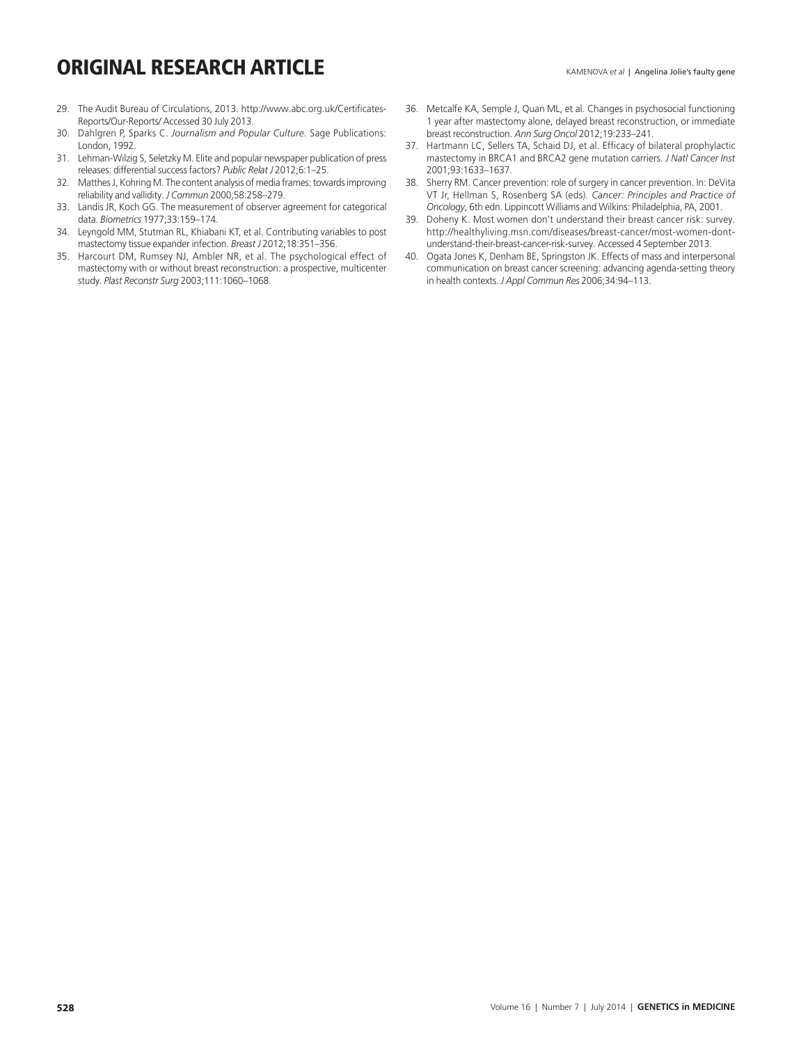29. The Audit Bureau of Circulations, 2013. http://www.abc.org.uk/Certificates-Reports/Our-Reports/ Accessed 30 July 2013.
30. Dahlgren P, Sparks C. *Journalism and Popular Culture.* Sage Publications: London, 1992.
31. Lehman-Wilzig S, Seletzky M. Elite and popular newspaper publication of press releases: differential success factors? *Public Relat J* 2012;6:1–25.
32. Matthes J, Kohring M. The content analysis of media frames: towards improving reliability and vallidity. *J Commun* 2000;58:258–279.
33. Landis JR, Koch GG. The measurement of observer agreement for categorical data. *Biometrics* 1977;33:159–174.
34. Leyngold MM, Stutman RL, Khiabani KT, et al. Contributing variables to post mastectomy tissue expander infection. *Breast J* 2012;18:351–356.
35. Harcourt DM, Rumsey NJ, Ambler NR, et al. The psychological effect of mastectomy with or without breast reconstruction: a prospective, multicenter study. *Plast Reconstr Surg* 2003;111:1060–1068.
36. Metcalfe KA, Semple J, Quan ML, et al. Changes in psychosocial functioning 1 year after mastectomy alone, delayed breast reconstruction, or immediate breast reconstruction. *Ann Surg Oncol* 2012;19:233–241.
37. Hartmann LC, Sellers TA, Schaid DJ, et al. Efficacy of bilateral prophylactic mastectomy in BRCA1 and BRCA2 gene mutation carriers. *J Natl Cancer Inst* 2001;93:1633–1637.
38. Sherry RM. Cancer prevention: role of surgery in cancer prevention. In: DeVita VT Jr, Hellman S, Rosenberg SA (eds). *Cancer: Principles and Practice of Oncology*, 6th edn. Lippincott Williams and Wilkins: Philadelphia, PA, 2001.
39. Doheny K. Most women don't understand their breast cancer risk: survey. http://healthyliving.msn.com/diseases/breast-cancer/most-women-dont-understand-their-breast-cancer-risk-survey. Accessed 4 September 2013.
40. Ogata Jones K, Denham BE, Springston JK. Effects of mass and interpersonal communication on breast cancer screening: advancing agenda-setting theory in health contexts. *J Appl Commun Res* 2006;34:94–113.